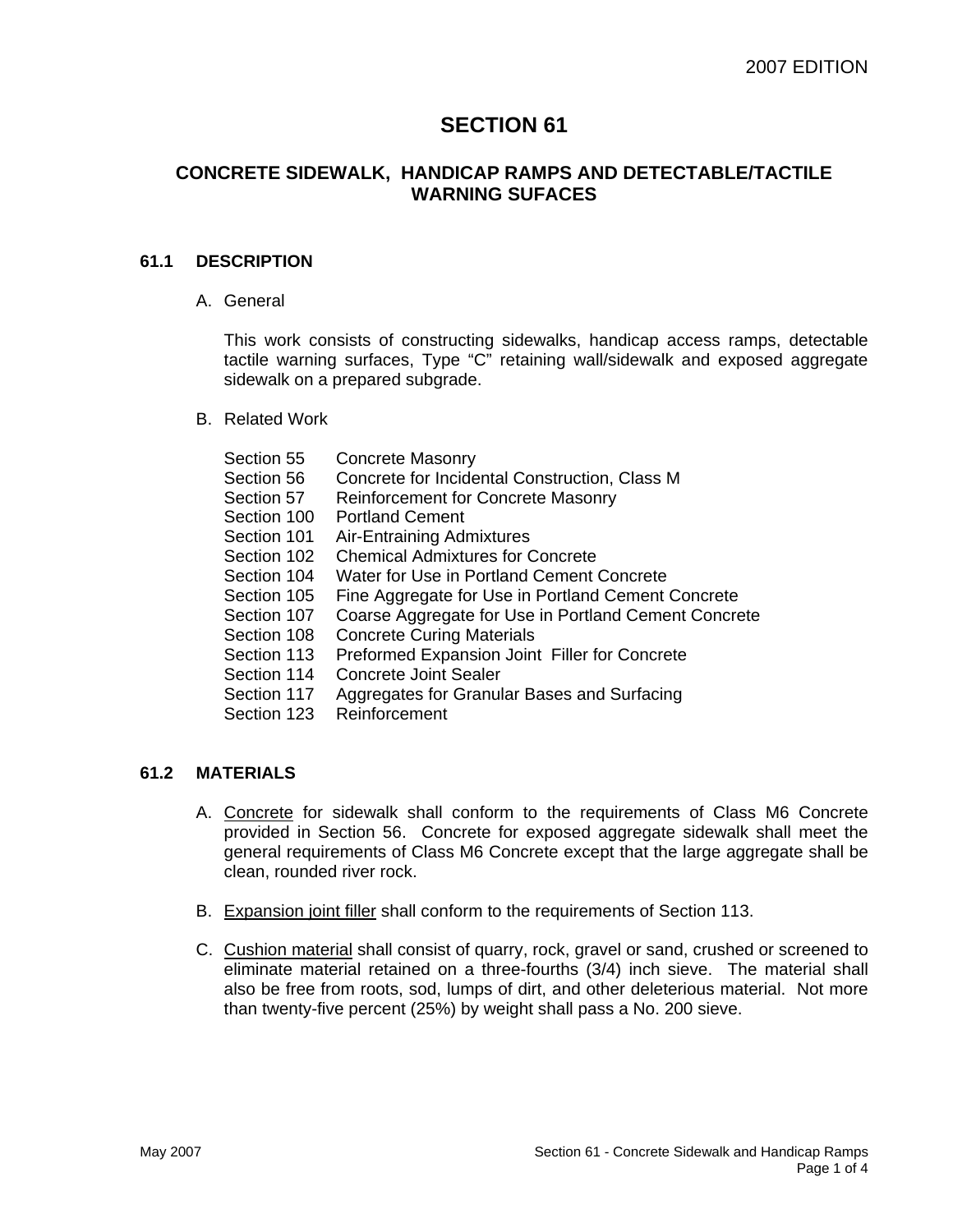2007 EDITION

# SECTION 61

## CONCRETE SIDEWALK, HANDICAP RAMPS AND DETECTABLE/TACTILE WARNING SUFACES

### 61.1 DESCRIPTION

A. General

This work consists of constructing sidewalks, handicap access ramps, detectable tactile warning surfaces, Type "C" retaining wall/sidewalk and exposed aggregate sidewalk on a prepared subgrade.

B. Related Work

| | |
|---|---|
| Section 55 | Concrete Masonry |
| Section 56 | Concrete for Incidental Construction, Class M |
| Section 57 | Reinforcement for Concrete Masonry |
| Section 100 | Portland Cement |
| Section 101 | Air-Entraining Admixtures |
| Section 102 | Chemical Admixtures for Concrete |
| Section 104 | Water for Use in Portland Cement Concrete |
| Section 105 | Fine Aggregate for Use in Portland Cement Concrete |
| Section 107 | Coarse Aggregate for Use in Portland Cement Concrete |
| Section 108 | Concrete Curing Materials |
| Section 113 | Preformed Expansion Joint Filler for Concrete |
| Section 114 | Concrete Joint Sealer |
| Section 117 | Aggregates for Granular Bases and Surfacing |
| Section 123 | Reinforcement |

### 61.2 MATERIALS

A. Concrete for sidewalk shall conform to the requirements of Class M6 Concrete provided in Section 56. Concrete for exposed aggregate sidewalk shall meet the general requirements of Class M6 Concrete except that the large aggregate shall be clean, rounded river rock.

B. Expansion joint filler shall conform to the requirements of Section 113.

C. Cushion material shall consist of quarry, rock, gravel or sand, crushed or screened to eliminate material retained on a three-fourths (3/4) inch sieve. The material shall also be free from roots, sod, lumps of dirt, and other deleterious material. Not more than twenty-five percent (25%) by weight shall pass a No. 200 sieve.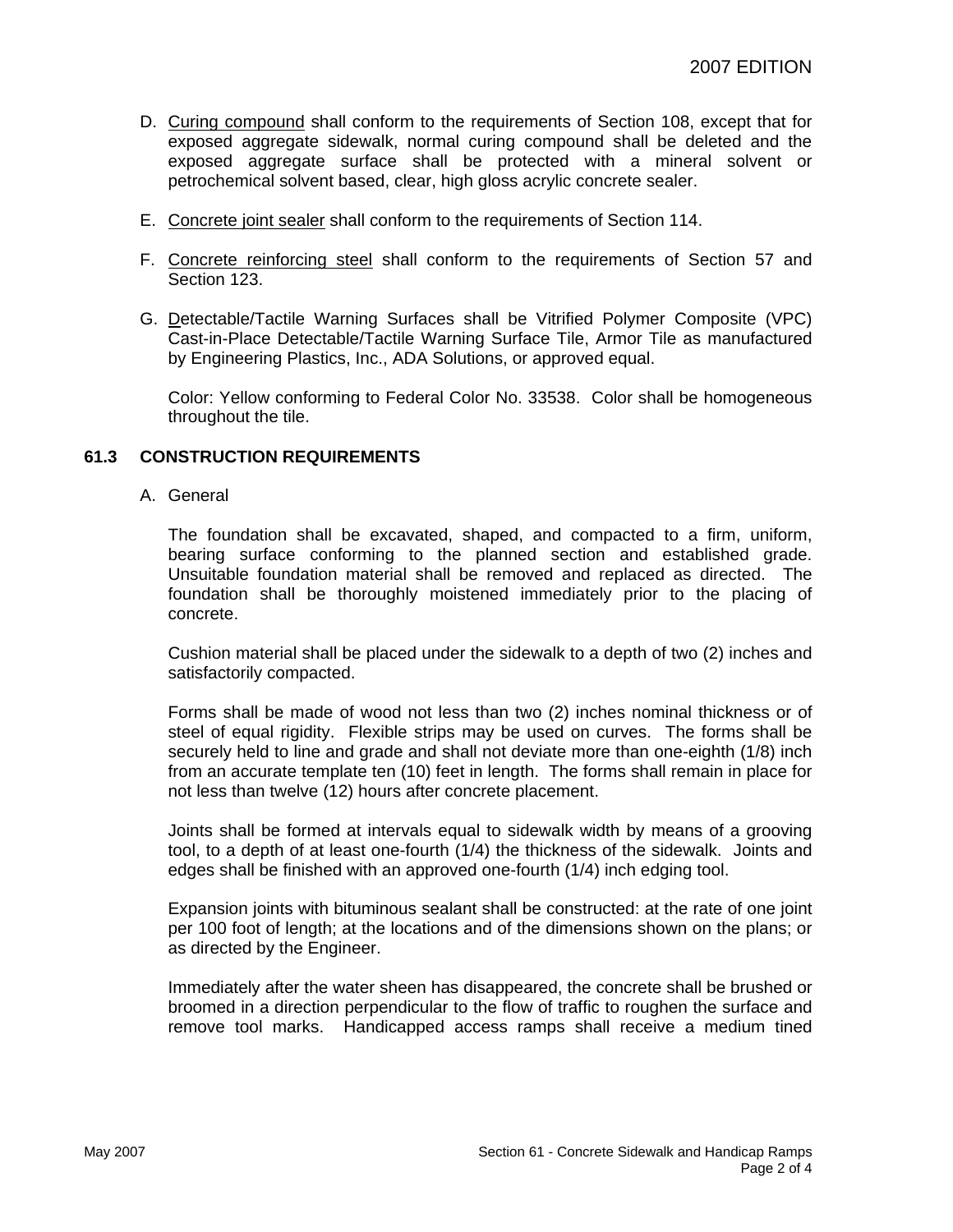D. Curing compound shall conform to the requirements of Section 108, except that for exposed aggregate sidewalk, normal curing compound shall be deleted and the exposed aggregate surface shall be protected with a mineral solvent or petrochemical solvent based, clear, high gloss acrylic concrete sealer.

E. Concrete joint sealer shall conform to the requirements of Section 114.

F. Concrete reinforcing steel shall conform to the requirements of Section 57 and Section 123.

G. Detectable/Tactile Warning Surfaces shall be Vitrified Polymer Composite (VPC) Cast-in-Place Detectable/Tactile Warning Surface Tile, Armor Tile as manufactured by Engineering Plastics, Inc., ADA Solutions, or approved equal.

   Color: Yellow conforming to Federal Color No. 33538. Color shall be homogeneous throughout the tile.

## 61.3 CONSTRUCTION REQUIREMENTS

A. General

   The foundation shall be excavated, shaped, and compacted to a firm, uniform, bearing surface conforming to the planned section and established grade. Unsuitable foundation material shall be removed and replaced as directed. The foundation shall be thoroughly moistened immediately prior to the placing of concrete.

   Cushion material shall be placed under the sidewalk to a depth of two (2) inches and satisfactorily compacted.

   Forms shall be made of wood not less than two (2) inches nominal thickness or of steel of equal rigidity. Flexible strips may be used on curves. The forms shall be securely held to line and grade and shall not deviate more than one-eighth (1/8) inch from an accurate template ten (10) feet in length. The forms shall remain in place for not less than twelve (12) hours after concrete placement.

   Joints shall be formed at intervals equal to sidewalk width by means of a grooving tool, to a depth of at least one-fourth (1/4) the thickness of the sidewalk. Joints and edges shall be finished with an approved one-fourth (1/4) inch edging tool.

   Expansion joints with bituminous sealant shall be constructed: at the rate of one joint per 100 foot of length; at the locations and of the dimensions shown on the plans; or as directed by the Engineer.

   Immediately after the water sheen has disappeared, the concrete shall be brushed or broomed in a direction perpendicular to the flow of traffic to roughen the surface and remove tool marks. Handicapped access ramps shall receive a medium tined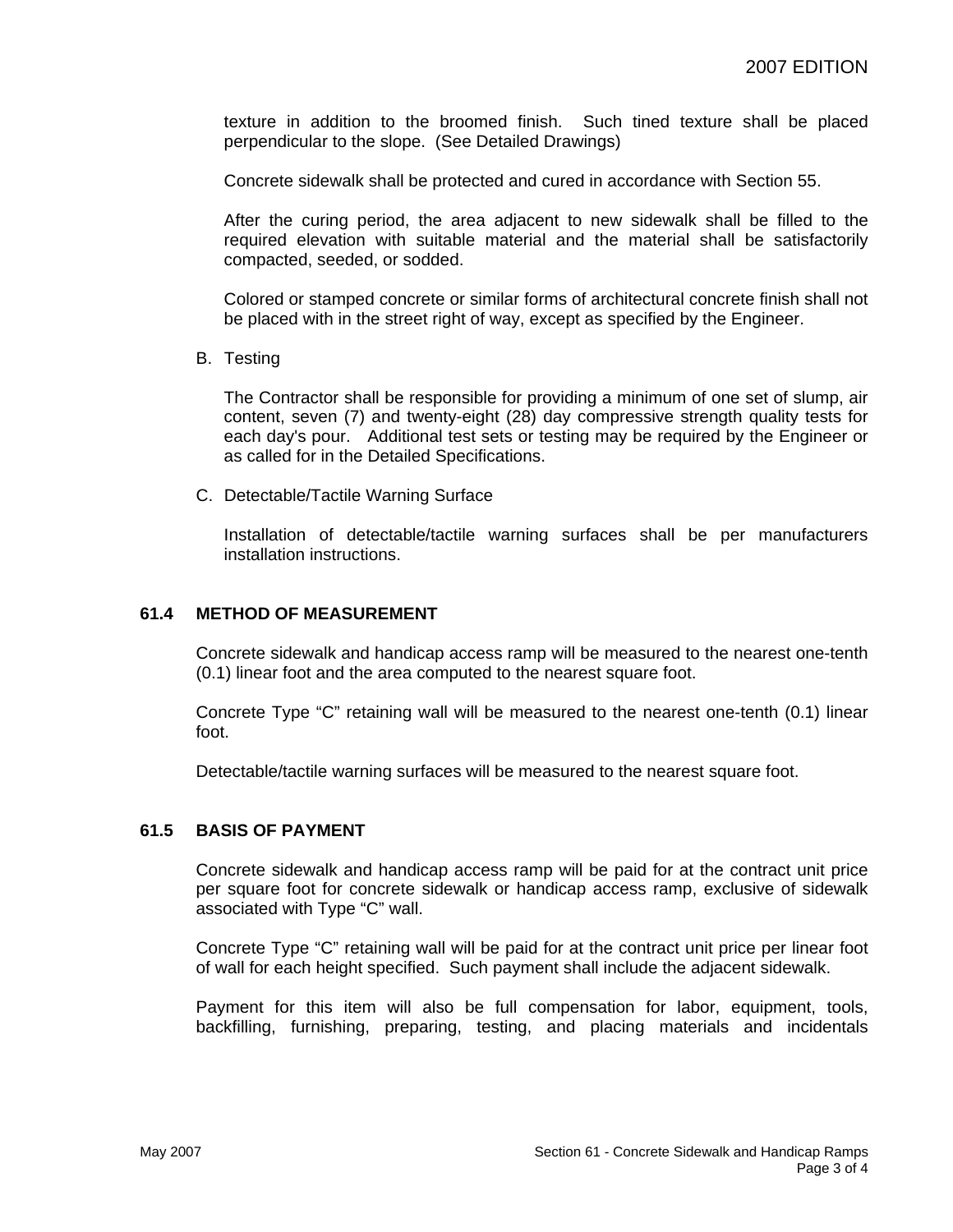texture in addition to the broomed finish. Such tined texture shall be placed perpendicular to the slope. (See Detailed Drawings)

Concrete sidewalk shall be protected and cured in accordance with Section 55.

After the curing period, the area adjacent to new sidewalk shall be filled to the required elevation with suitable material and the material shall be satisfactorily compacted, seeded, or sodded.

Colored or stamped concrete or similar forms of architectural concrete finish shall not be placed with in the street right of way, except as specified by the Engineer.

B. Testing

The Contractor shall be responsible for providing a minimum of one set of slump, air content, seven (7) and twenty-eight (28) day compressive strength quality tests for each day's pour. Additional test sets or testing may be required by the Engineer or as called for in the Detailed Specifications.

C. Detectable/Tactile Warning Surface

Installation of detectable/tactile warning surfaces shall be per manufacturers installation instructions.

## 61.4 METHOD OF MEASUREMENT

Concrete sidewalk and handicap access ramp will be measured to the nearest one-tenth (0.1) linear foot and the area computed to the nearest square foot.

Concrete Type “C” retaining wall will be measured to the nearest one-tenth (0.1) linear foot.

Detectable/tactile warning surfaces will be measured to the nearest square foot.

## 61.5 BASIS OF PAYMENT

Concrete sidewalk and handicap access ramp will be paid for at the contract unit price per square foot for concrete sidewalk or handicap access ramp, exclusive of sidewalk associated with Type “C” wall.

Concrete Type “C” retaining wall will be paid for at the contract unit price per linear foot of wall for each height specified. Such payment shall include the adjacent sidewalk.

Payment for this item will also be full compensation for labor, equipment, tools, backfilling, furnishing, preparing, testing, and placing materials and incidentals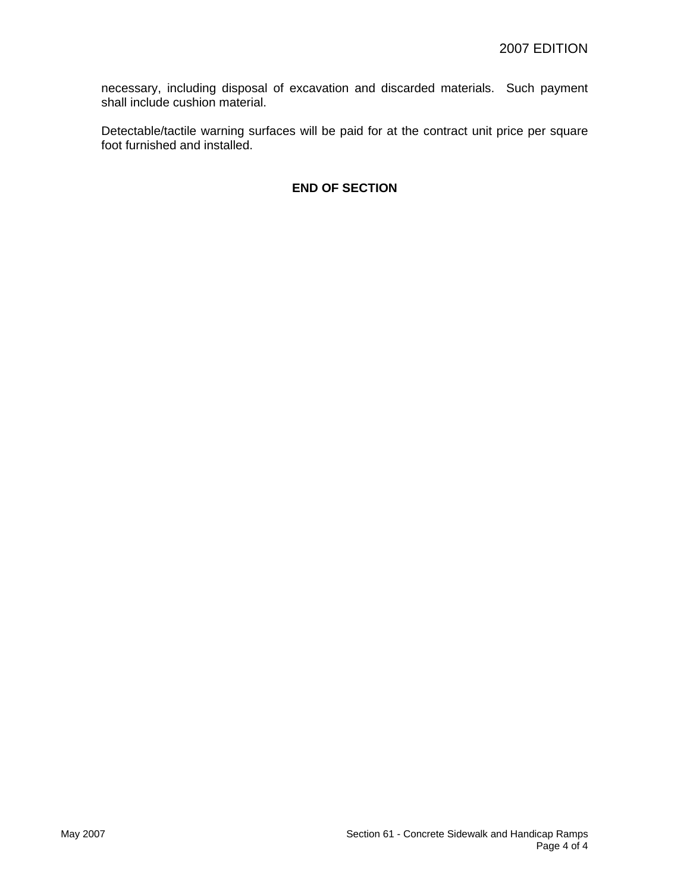necessary, including disposal of excavation and discarded materials. Such payment shall include cushion material.

Detectable/tactile warning surfaces will be paid for at the contract unit price per square foot furnished and installed.

**END OF SECTION**